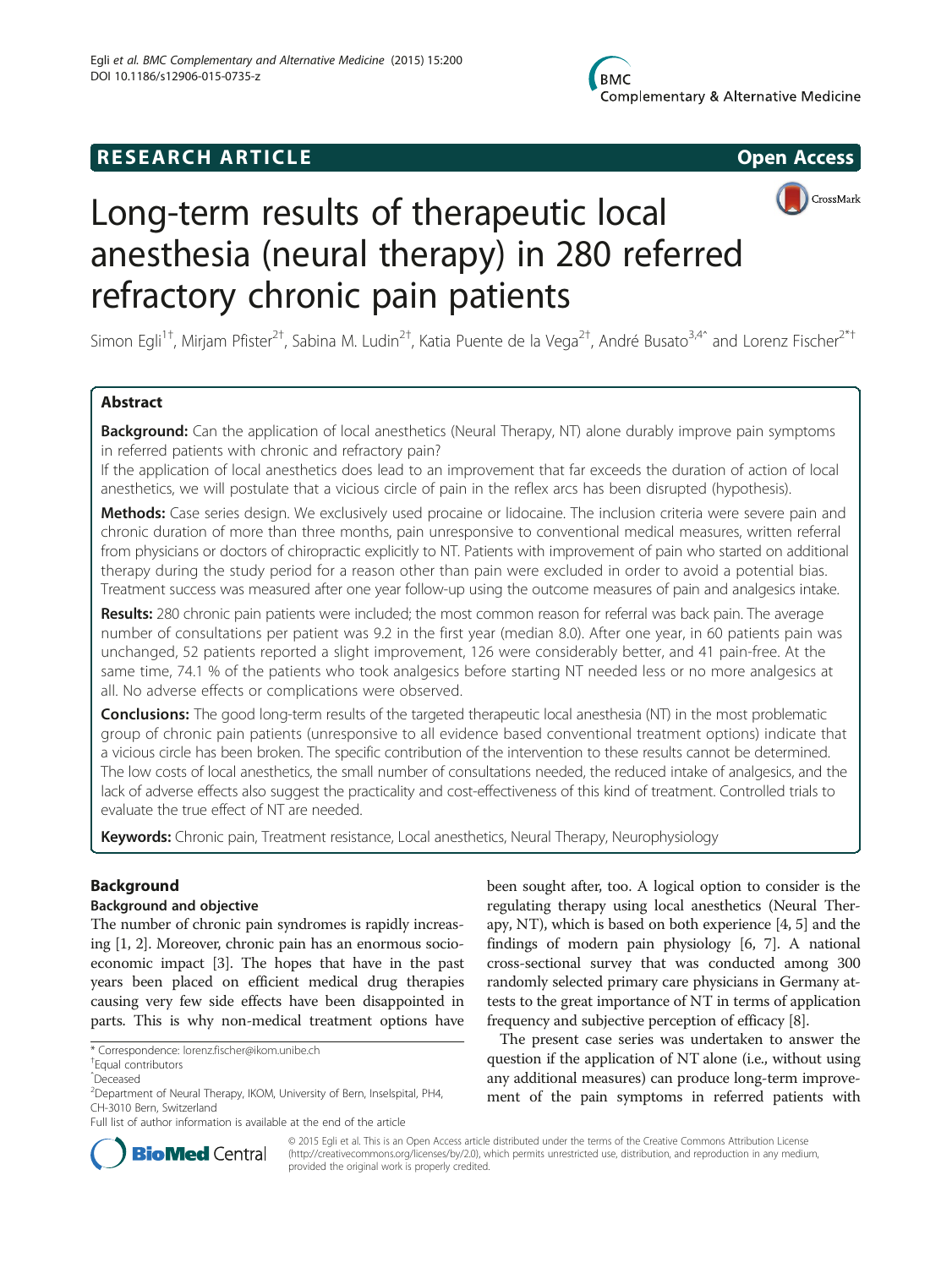**RESEARCH ARTICLE** **Open Access**

# Long-term results of therapeutic local anesthesia (neural therapy) in 280 referred refractory chronic pain patients

Simon Egli[1†], Mirjam Pfister[2†], Sabina M. Ludin[2†], Katia Puente de la Vega[2†], André Busato[3,4^] and Lorenz Fischer[2*†]

## Abstract

**Background:** Can the application of local anesthetics (Neural Therapy, NT) alone durably improve pain symptoms in referred patients with chronic and refractory pain?

If the application of local anesthetics does lead to an improvement that far exceeds the duration of action of local anesthetics, we will postulate that a vicious circle of pain in the reflex arcs has been disrupted (hypothesis).

**Methods:** Case series design. We exclusively used procaine or lidocaine. The inclusion criteria were severe pain and chronic duration of more than three months, pain unresponsive to conventional medical measures, written referral from physicians or doctors of chiropractic explicitly to NT. Patients with improvement of pain who started on additional therapy during the study period for a reason other than pain were excluded in order to avoid a potential bias. Treatment success was measured after one year follow-up using the outcome measures of pain and analgesics intake.

**Results:** 280 chronic pain patients were included; the most common reason for referral was back pain. The average number of consultations per patient was 9.2 in the first year (median 8.0). After one year, in 60 patients pain was unchanged, 52 patients reported a slight improvement, 126 were considerably better, and 41 pain-free. At the same time, 74.1 % of the patients who took analgesics before starting NT needed less or no more analgesics at all. No adverse effects or complications were observed.

**Conclusions:** The good long-term results of the targeted therapeutic local anesthesia (NT) in the most problematic group of chronic pain patients (unresponsive to all evidence based conventional treatment options) indicate that a vicious circle has been broken. The specific contribution of the intervention to these results cannot be determined. The low costs of local anesthetics, the small number of consultations needed, the reduced intake of analgesics, and the lack of adverse effects also suggest the practicality and cost-effectiveness of this kind of treatment. Controlled trials to evaluate the true effect of NT are needed.

**Keywords:** Chronic pain, Treatment resistance, Local anesthetics, Neural Therapy, Neurophysiology

## Background

### Background and objective

The number of chronic pain syndromes is rapidly increasing [1, 2]. Moreover, chronic pain has an enormous socio-economic impact [3]. The hopes that have in the past years been placed on efficient medical drug therapies causing very few side effects have been disappointed in parts. This is why non-medical treatment options have been sought after, too. A logical option to consider is the regulating therapy using local anesthetics (Neural Therapy, NT), which is based on both experience [4, 5] and the findings of modern pain physiology [6, 7]. A national cross-sectional survey that was conducted among 300 randomly selected primary care physicians in Germany attests to the great importance of NT in terms of application frequency and subjective perception of efficacy [8].

The present case series was undertaken to answer the question if the application of NT alone (i.e., without using any additional measures) can produce long-term improvement of the pain symptoms in referred patients with

\* Correspondence: lorenz.fischer@ikom.unibe.ch
†Equal contributors
^Deceased
[2]Department of Neural Therapy, IKOM, University of Bern, Inselspital, PH4, CH-3010 Bern, Switzerland
Full list of author information is available at the end of the article

© 2015 Egli et al. This is an Open Access article distributed under the terms of the Creative Commons Attribution License (http://creativecommons.org/licenses/by/2.0), which permits unrestricted use, distribution, and reproduction in any medium, provided the original work is properly credited.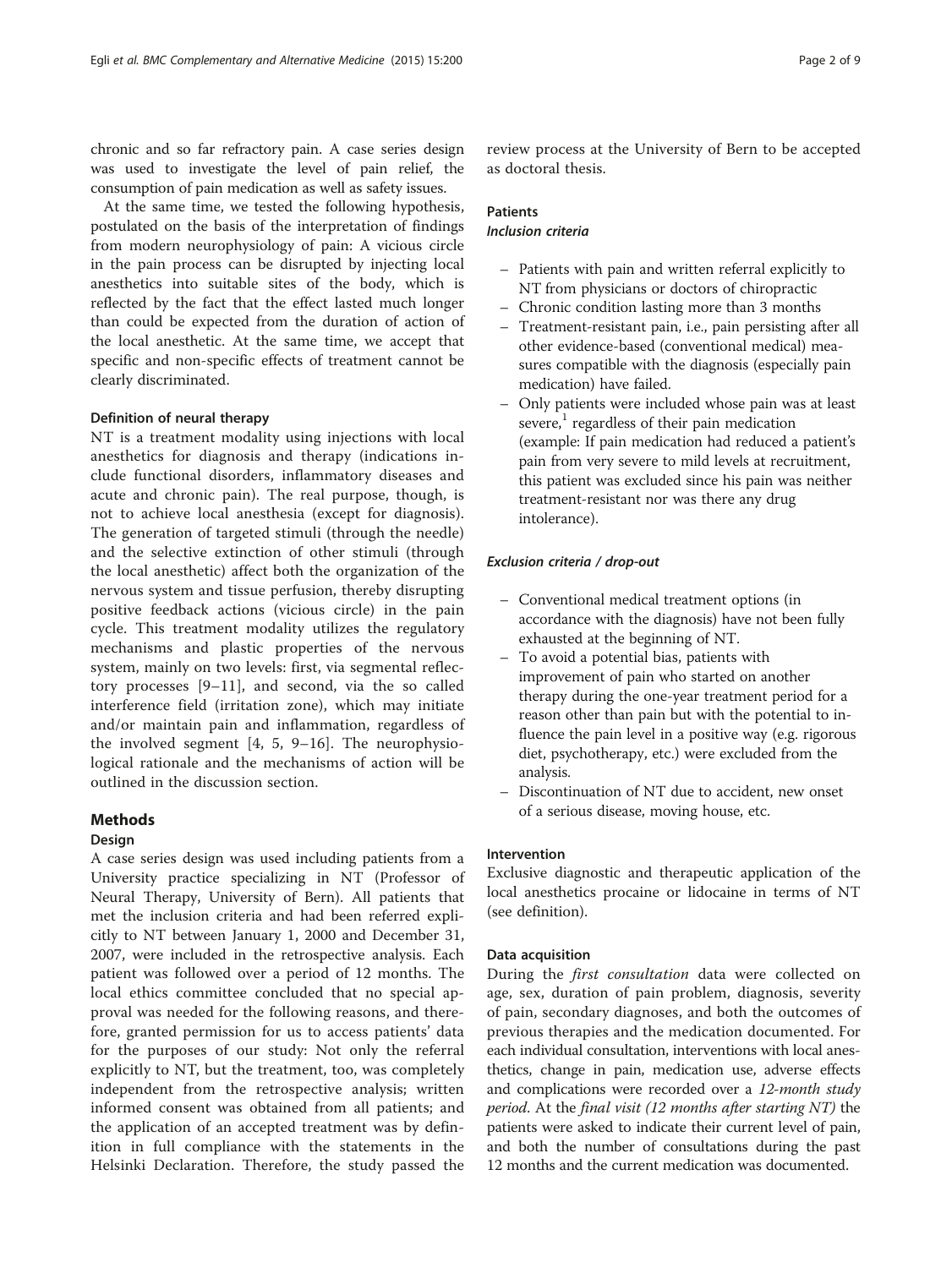chronic and so far refractory pain. A case series design was used to investigate the level of pain relief, the consumption of pain medication as well as safety issues.

At the same time, we tested the following hypothesis, postulated on the basis of the interpretation of findings from modern neurophysiology of pain: A vicious circle in the pain process can be disrupted by injecting local anesthetics into suitable sites of the body, which is reflected by the fact that the effect lasted much longer than could be expected from the duration of action of the local anesthetic. At the same time, we accept that specific and non-specific effects of treatment cannot be clearly discriminated.

### Definition of neural therapy

NT is a treatment modality using injections with local anesthetics for diagnosis and therapy (indications include functional disorders, inflammatory diseases and acute and chronic pain). The real purpose, though, is not to achieve local anesthesia (except for diagnosis). The generation of targeted stimuli (through the needle) and the selective extinction of other stimuli (through the local anesthetic) affect both the organization of the nervous system and tissue perfusion, thereby disrupting positive feedback actions (vicious circle) in the pain cycle. This treatment modality utilizes the regulatory mechanisms and plastic properties of the nervous system, mainly on two levels: first, via segmental reflectory processes [9–11], and second, via the so called interference field (irritation zone), which may initiate and/or maintain pain and inflammation, regardless of the involved segment [4, 5, 9–16]. The neurophysiological rationale and the mechanisms of action will be outlined in the discussion section.

## Methods

### Design

A case series design was used including patients from a University practice specializing in NT (Professor of Neural Therapy, University of Bern). All patients that met the inclusion criteria and had been referred explicitly to NT between January 1, 2000 and December 31, 2007, were included in the retrospective analysis. Each patient was followed over a period of 12 months. The local ethics committee concluded that no special approval was needed for the following reasons, and therefore, granted permission for us to access patients' data for the purposes of our study: Not only the referral explicitly to NT, but the treatment, too, was completely independent from the retrospective analysis; written informed consent was obtained from all patients; and the application of an accepted treatment was by definition in full compliance with the statements in the Helsinki Declaration. Therefore, the study passed the review process at the University of Bern to be accepted as doctoral thesis.

### Patients

#### *Inclusion criteria*

- Patients with pain and written referral explicitly to NT from physicians or doctors of chiropractic
- Chronic condition lasting more than 3 months
- Treatment-resistant pain, i.e., pain persisting after all other evidence-based (conventional medical) measures compatible with the diagnosis (especially pain medication) have failed.
- Only patients were included whose pain was at least severe,[1] regardless of their pain medication (example: If pain medication had reduced a patient's pain from very severe to mild levels at recruitment, this patient was excluded since his pain was neither treatment-resistant nor was there any drug intolerance).

#### *Exclusion criteria / drop-out*

- Conventional medical treatment options (in accordance with the diagnosis) have not been fully exhausted at the beginning of NT.
- To avoid a potential bias, patients with improvement of pain who started on another therapy during the one-year treatment period for a reason other than pain but with the potential to influence the pain level in a positive way (e.g. rigorous diet, psychotherapy, etc.) were excluded from the analysis.
- Discontinuation of NT due to accident, new onset of a serious disease, moving house, etc.

### Intervention

Exclusive diagnostic and therapeutic application of the local anesthetics procaine or lidocaine in terms of NT (see definition).

### Data acquisition

During the *first consultation* data were collected on age, sex, duration of pain problem, diagnosis, severity of pain, secondary diagnoses, and both the outcomes of previous therapies and the medication documented. For each individual consultation, interventions with local anesthetics, change in pain, medication use, adverse effects and complications were recorded over a *12-month study period*. At the *final visit (12 months after starting NT)* the patients were asked to indicate their current level of pain, and both the number of consultations during the past 12 months and the current medication was documented.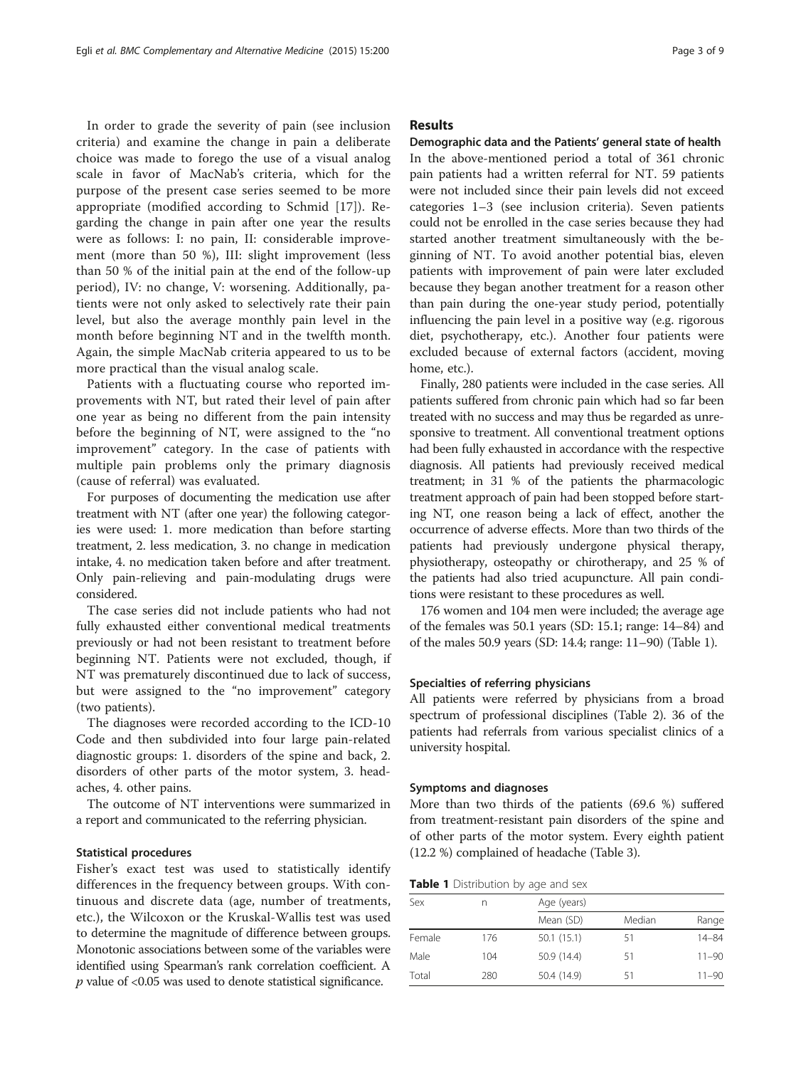In order to grade the severity of pain (see inclusion criteria) and examine the change in pain a deliberate choice was made to forego the use of a visual analog scale in favor of MacNab's criteria, which for the purpose of the present case series seemed to be more appropriate (modified according to Schmid [17]). Regarding the change in pain after one year the results were as follows: I: no pain, II: considerable improvement (more than 50 %), III: slight improvement (less than 50 % of the initial pain at the end of the follow-up period), IV: no change, V: worsening. Additionally, patients were not only asked to selectively rate their pain level, but also the average monthly pain level in the month before beginning NT and in the twelfth month. Again, the simple MacNab criteria appeared to us to be more practical than the visual analog scale.

Patients with a fluctuating course who reported improvements with NT, but rated their level of pain after one year as being no different from the pain intensity before the beginning of NT, were assigned to the "no improvement" category. In the case of patients with multiple pain problems only the primary diagnosis (cause of referral) was evaluated.

For purposes of documenting the medication use after treatment with NT (after one year) the following categories were used: 1. more medication than before starting treatment, 2. less medication, 3. no change in medication intake, 4. no medication taken before and after treatment. Only pain-relieving and pain-modulating drugs were considered.

The case series did not include patients who had not fully exhausted either conventional medical treatments previously or had not been resistant to treatment before beginning NT. Patients were not excluded, though, if NT was prematurely discontinued due to lack of success, but were assigned to the "no improvement" category (two patients).

The diagnoses were recorded according to the ICD-10 Code and then subdivided into four large pain-related diagnostic groups: 1. disorders of the spine and back, 2. disorders of other parts of the motor system, 3. headaches, 4. other pains.

The outcome of NT interventions was summarized in a report and communicated to the referring physician.

### Statistical procedures

Fisher's exact test was used to statistically identify differences in the frequency between groups. With continuous and discrete data (age, number of treatments, etc.), the Wilcoxon or the Kruskal-Wallis test was used to determine the magnitude of difference between groups. Monotonic associations between some of the variables were identified using Spearman's rank correlation coefficient. A $p$ value of $<0.05$ was used to denote statistical significance.

## Results

### Demographic data and the Patients' general state of health

In the above-mentioned period a total of 361 chronic pain patients had a written referral for NT. 59 patients were not included since their pain levels did not exceed categories 1–3 (see inclusion criteria). Seven patients could not be enrolled in the case series because they had started another treatment simultaneously with the beginning of NT. To avoid another potential bias, eleven patients with improvement of pain were later excluded because they began another treatment for a reason other than pain during the one-year study period, potentially influencing the pain level in a positive way (e.g. rigorous diet, psychotherapy, etc.). Another four patients were excluded because of external factors (accident, moving home, etc.).

Finally, 280 patients were included in the case series. All patients suffered from chronic pain which had so far been treated with no success and may thus be regarded as unresponsive to treatment. All conventional treatment options had been fully exhausted in accordance with the respective diagnosis. All patients had previously received medical treatment; in 31 % of the patients the pharmacologic treatment approach of pain had been stopped before starting NT, one reason being a lack of effect, another the occurrence of adverse effects. More than two thirds of the patients had previously undergone physical therapy, physiotherapy, osteopathy or chirotherapy, and 25 % of the patients had also tried acupuncture. All pain conditions were resistant to these procedures as well.

176 women and 104 men were included; the average age of the females was 50.1 years (SD: 15.1; range: 14–84) and of the males 50.9 years (SD: 14.4; range: 11–90) (Table 1).

### Specialties of referring physicians

All patients were referred by physicians from a broad spectrum of professional disciplines (Table 2). 36 of the patients had referrals from various specialist clinics of a university hospital.

### Symptoms and diagnoses

More than two thirds of the patients (69.6 %) suffered from treatment-resistant pain disorders of the spine and of other parts of the motor system. Every eighth patient (12.2 %) complained of headache (Table 3).

**Table 1** Distribution by age and sex

| Sex | n | Age (years) | | |
|---|---|---|---|---|
| | | Mean (SD) | Median | Range |
| Female | 176 | 50.1 (15.1) | 51 | 14–84 |
| Male | 104 | 50.9 (14.4) | 51 | 11–90 |
| Total | 280 | 50.4 (14.9) | 51 | 11–90 |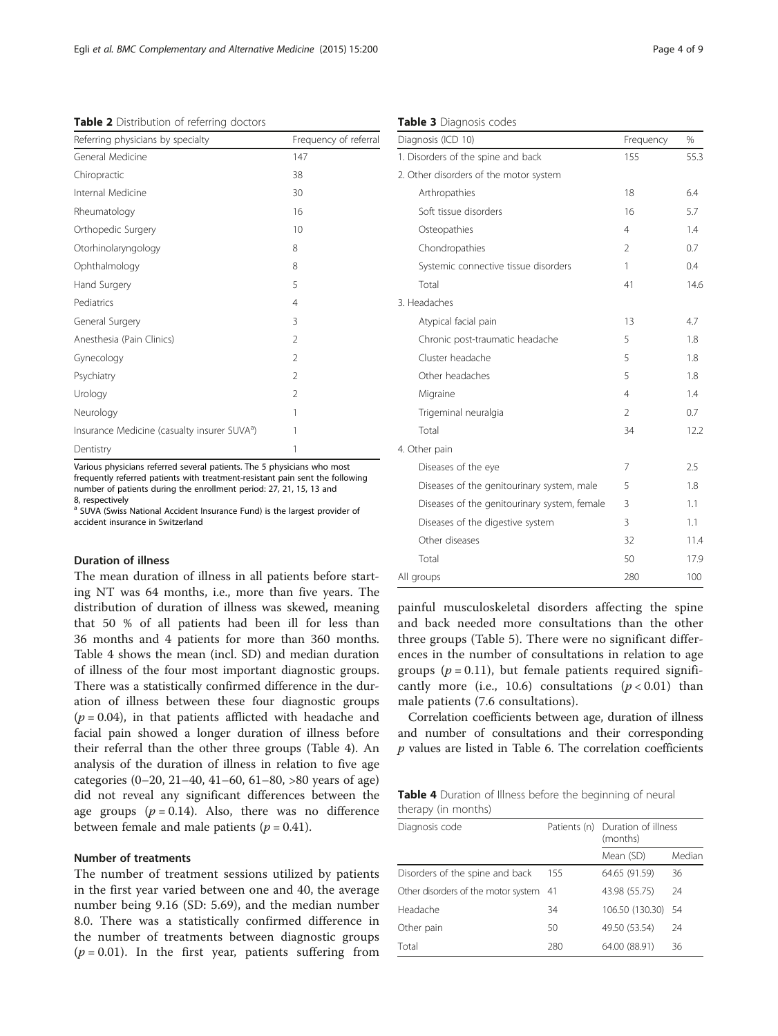**Table 2** Distribution of referring doctors

| Referring physicians by specialty | Frequency of referral |
|---|---|
| General Medicine | 147 |
| Chiropractic | 38 |
| Internal Medicine | 30 |
| Rheumatology | 16 |
| Orthopedic Surgery | 10 |
| Otorhinolaryngology | 8 |
| Ophthalmology | 8 |
| Hand Surgery | 5 |
| Pediatrics | 4 |
| General Surgery | 3 |
| Anesthesia (Pain Clinics) | 2 |
| Gynecology | 2 |
| Psychiatry | 2 |
| Urology | 2 |
| Neurology | 1 |
| Insurance Medicine (casualty insurer SUVA[a]) | 1 |
| Dentistry | 1 |

Various physicians referred several patients. The 5 physicians who most frequently referred patients with treatment-resistant pain sent the following number of patients during the enrollment period: 27, 21, 15, 13 and 8, respectively

[a] SUVA (Swiss National Accident Insurance Fund) is the largest provider of accident insurance in Switzerland

### Duration of illness

The mean duration of illness in all patients before starting NT was 64 months, i.e., more than five years. The distribution of duration of illness was skewed, meaning that 50 % of all patients had been ill for less than 36 months and 4 patients for more than 360 months. Table 4 shows the mean (incl. SD) and median duration of illness of the four most important diagnostic groups. There was a statistically confirmed difference in the duration of illness between these four diagnostic groups ($p = 0.04$), in that patients afflicted with headache and facial pain showed a longer duration of illness before their referral than the other three groups (Table 4). An analysis of the duration of illness in relation to five age categories (0–20, 21–40, 41–60, 61–80, >80 years of age) did not reveal any significant differences between the age groups ($p = 0.14$). Also, there was no difference between female and male patients ($p = 0.41$).

### Number of treatments

The number of treatment sessions utilized by patients in the first year varied between one and 40, the average number being 9.16 (SD: 5.69), and the median number 8.0. There was a statistically confirmed difference in the number of treatments between diagnostic groups ($p = 0.01$). In the first year, patients suffering from painful musculoskeletal disorders affecting the spine and back needed more consultations than the other three groups (Table 5). There were no significant differences in the number of consultations in relation to age groups ($p = 0.11$), but female patients required significantly more (i.e., 10.6) consultations ($p < 0.01$) than male patients (7.6 consultations).

Correlation coefficients between age, duration of illness and number of consultations and their corresponding *p* values are listed in Table 6. The correlation coefficients

**Table 3** Diagnosis codes

| Diagnosis (ICD 10) | Frequency | % |
|---|---|---|
| 1. Disorders of the spine and back | 155 | 55.3 |
| 2. Other disorders of the motor system | | |
| Arthropathies | 18 | 6.4 |
| Soft tissue disorders | 16 | 5.7 |
| Osteopathies | 4 | 1.4 |
| Chondropathies | 2 | 0.7 |
| Systemic connective tissue disorders | 1 | 0.4 |
| Total | 41 | 14.6 |
| 3. Headaches | | |
| Atypical facial pain | 13 | 4.7 |
| Chronic post-traumatic headache | 5 | 1.8 |
| Cluster headache | 5 | 1.8 |
| Other headaches | 5 | 1.8 |
| Migraine | 4 | 1.4 |
| Trigeminal neuralgia | 2 | 0.7 |
| Total | 34 | 12.2 |
| 4. Other pain | | |
| Diseases of the eye | 7 | 2.5 |
| Diseases of the genitourinary system, male | 5 | 1.8 |
| Diseases of the genitourinary system, female | 3 | 1.1 |
| Diseases of the digestive system | 3 | 1.1 |
| Other diseases | 32 | 11.4 |
| Total | 50 | 17.9 |
| All groups | 280 | 100 |

**Table 4** Duration of Illness before the beginning of neural therapy (in months)

| Diagnosis code | Patients (n) | Duration of illness (months) | |
|---|---|---|---|
| | | Mean (SD) | Median |
| Disorders of the spine and back | 155 | 64.65 (91.59) | 36 |
| Other disorders of the motor system | 41 | 43.98 (55.75) | 24 |
| Headache | 34 | 106.50 (130.30) | 54 |
| Other pain | 50 | 49.50 (53.54) | 24 |
| Total | 280 | 64.00 (88.91) | 36 |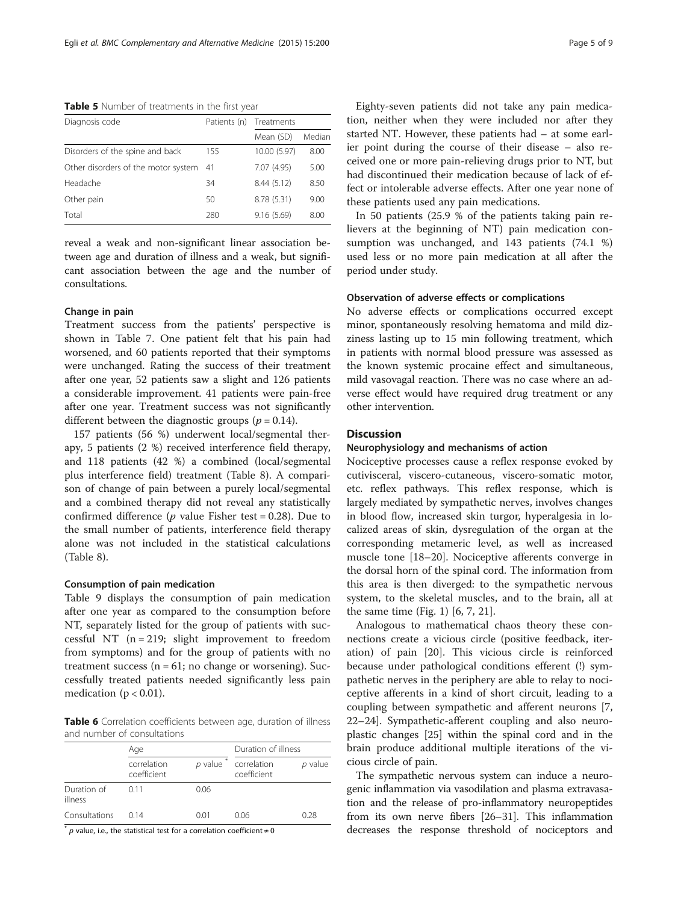**Table 5** Number of treatments in the first year

| Diagnosis code | Patients (n) | Treatments | |
|---|---|---|---|
| | | Mean (SD) | Median |
| Disorders of the spine and back | 155 | 10.00 (5.97) | 8.00 |
| Other disorders of the motor system | 41 | 7.07 (4.95) | 5.00 |
| Headache | 34 | 8.44 (5.12) | 8.50 |
| Other pain | 50 | 8.78 (5.31) | 9.00 |
| Total | 280 | 9.16 (5.69) | 8.00 |

reveal a weak and non-significant linear association between age and duration of illness and a weak, but significant association between the age and the number of consultations.

### Change in pain

Treatment success from the patients' perspective is shown in Table 7. One patient felt that his pain had worsened, and 60 patients reported that their symptoms were unchanged. Rating the success of their treatment after one year, 52 patients saw a slight and 126 patients a considerable improvement. 41 patients were pain-free after one year. Treatment success was not significantly different between the diagnostic groups ($p = 0.14$).

157 patients (56 %) underwent local/segmental therapy, 5 patients (2 %) received interference field therapy, and 118 patients (42 %) a combined (local/segmental plus interference field) treatment (Table 8). A comparison of change of pain between a purely local/segmental and a combined therapy did not reveal any statistically confirmed difference ($p$ value Fisher test = 0.28). Due to the small number of patients, interference field therapy alone was not included in the statistical calculations (Table 8).

### Consumption of pain medication

Table 9 displays the consumption of pain medication after one year as compared to the consumption before NT, separately listed for the group of patients with successful NT (n = 219; slight improvement to freedom from symptoms) and for the group of patients with no treatment success (n = 61; no change or worsening). Successfully treated patients needed significantly less pain medication ($p < 0.01$).

**Table 6** Correlation coefficients between age, duration of illness and number of consultations

| | Age | | Duration of illness | |
|---|---|---|---|---|
| | correlation coefficient | $p$ value * | correlation coefficient | $p$ value |
| Duration of illness | 0.11 | 0.06 | | |
| Consultations | 0.14 | 0.01 | 0.06 | 0.28 |

* $p$ value, i.e., the statistical test for a correlation coefficient ≠ 0

Eighty-seven patients did not take any pain medication, neither when they were included nor after they started NT. However, these patients had – at some earlier point during the course of their disease – also received one or more pain-relieving drugs prior to NT, but had discontinued their medication because of lack of effect or intolerable adverse effects. After one year none of these patients used any pain medications.

In 50 patients (25.9 % of the patients taking pain relievers at the beginning of NT) pain medication consumption was unchanged, and 143 patients (74.1 %) used less or no more pain medication at all after the period under study.

### Observation of adverse effects or complications

No adverse effects or complications occurred except minor, spontaneously resolving hematoma and mild dizziness lasting up to 15 min following treatment, which in patients with normal blood pressure was assessed as the known systemic procaine effect and simultaneous, mild vasovagal reaction. There was no case where an adverse effect would have required drug treatment or any other intervention.

## Discussion

### Neurophysiology and mechanisms of action

Nociceptive processes cause a reflex response evoked by cutivisceral, viscero-cutaneous, viscero-somatic motor, etc. reflex pathways. This reflex response, which is largely mediated by sympathetic nerves, involves changes in blood flow, increased skin turgor, hyperalgesia in localized areas of skin, dysregulation of the organ at the corresponding metameric level, as well as increased muscle tone [18–20]. Nociceptive afferents converge in the dorsal horn of the spinal cord. The information from this area is then diverged: to the sympathetic nervous system, to the skeletal muscles, and to the brain, all at the same time (Fig. 1) [6, 7, 21].

Analogous to mathematical chaos theory these connections create a vicious circle (positive feedback, iteration) of pain [20]. This vicious circle is reinforced because under pathological conditions efferent (!) sympathetic nerves in the periphery are able to relay to nociceptive afferents in a kind of short circuit, leading to a coupling between sympathetic and afferent neurons [7, 22–24]. Sympathetic-afferent coupling and also neuroplastic changes [25] within the spinal cord and in the brain produce additional multiple iterations of the vicious circle of pain.

The sympathetic nervous system can induce a neurogenic inflammation via vasodilation and plasma extravasation and the release of pro-inflammatory neuropeptides from its own nerve fibers [26–31]. This inflammation decreases the response threshold of nociceptors and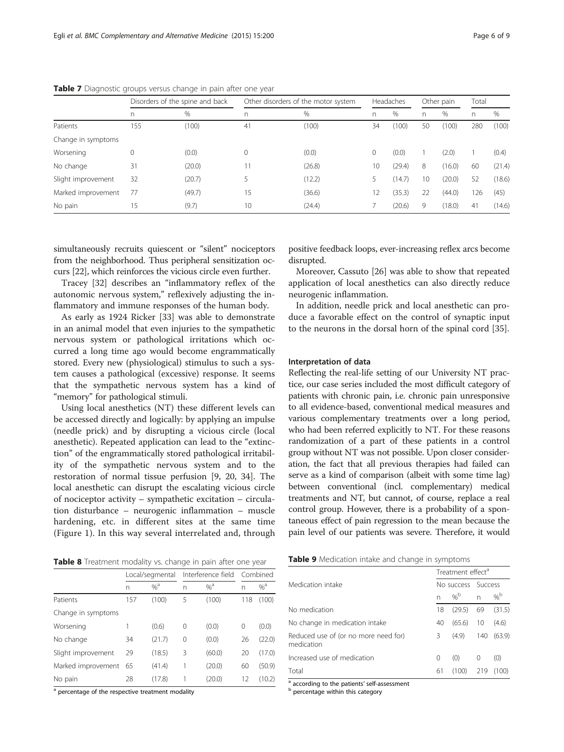**Table 7** Diagnostic groups versus change in pain after one year

| | Disorders of the spine and back | | Other disorders of the motor system | | Headaches | | Other pain | | Total | |
|---|---|---|---|---|---|---|---|---|---|---|
| | n | % | n | % | n | % | n | % | n | % |
| Patients | 155 | (100) | 41 | (100) | 34 | (100) | 50 | (100) | 280 | (100) |
| Change in symptoms | | | | | | | | | | |
| Worsening | 0 | (0.0) | 0 | (0.0) | 0 | (0.0) | 1 | (2.0) | 1 | (0.4) |
| No change | 31 | (20.0) | 11 | (26.8) | 10 | (29.4) | 8 | (16.0) | 60 | (21.4) |
| Slight improvement | 32 | (20.7) | 5 | (12.2) | 5 | (14.7) | 10 | (20.0) | 52 | (18.6) |
| Marked improvement | 77 | (49.7) | 15 | (36.6) | 12 | (35.3) | 22 | (44.0) | 126 | (45) |
| No pain | 15 | (9.7) | 10 | (24.4) | 7 | (20.6) | 9 | (18.0) | 41 | (14.6) |

simultaneously recruits quiescent or "silent" nociceptors from the neighborhood. Thus peripheral sensitization occurs [22], which reinforces the vicious circle even further.

Tracey [32] describes an "inflammatory reflex of the autonomic nervous system," reflexively adjusting the inflammatory and immune responses of the human body.

As early as 1924 Ricker [33] was able to demonstrate in an animal model that even injuries to the sympathetic nervous system or pathological irritations which occurred a long time ago would become engrammatically stored. Every new (physiological) stimulus to such a system causes a pathological (excessive) response. It seems that the sympathetic nervous system has a kind of "memory" for pathological stimuli.

Using local anesthetics (NT) these different levels can be accessed directly and logically: by applying an impulse (needle prick) and by disrupting a vicious circle (local anesthetic). Repeated application can lead to the "extinction" of the engrammatically stored pathological irritability of the sympathetic nervous system and to the restoration of normal tissue perfusion [9, 20, 34]. The local anesthetic can disrupt the escalating vicious circle of nociceptor activity – sympathetic excitation – circulation disturbance – neurogenic inflammation – muscle hardening, etc. in different sites at the same time (Figure 1). In this way several interrelated and, through positive feedback loops, ever-increasing reflex arcs become disrupted.

Moreover, Cassuto [26] was able to show that repeated application of local anesthetics can also directly reduce neurogenic inflammation.

In addition, needle prick and local anesthetic can produce a favorable effect on the control of synaptic input to the neurons in the dorsal horn of the spinal cord [35].

**Table 8** Treatment modality vs. change in pain after one year

| | Local/segmental | | Interference field | | Combined | |
|---|---|---|---|---|---|---|
| | n | %[a] | n | %[a] | n | %[a] |
| Patients | 157 | (100) | 5 | (100) | 118 | (100) |
| Change in symptoms | | | | | | |
| Worsening | 1 | (0.6) | 0 | (0.0) | 0 | (0.0) |
| No change | 34 | (21.7) | 0 | (0.0) | 26 | (22.0) |
| Slight improvement | 29 | (18.5) | 3 | (60.0) | 20 | (17.0) |
| Marked improvement | 65 | (41.4) | 1 | (20.0) | 60 | (50.9) |
| No pain | 28 | (17.8) | 1 | (20.0) | 12 | (10.2) |

[a] percentage of the respective treatment modality

### Interpretation of data

Reflecting the real-life setting of our University NT practice, our case series included the most difficult category of patients with chronic pain, i.e. chronic pain unresponsive to all evidence-based, conventional medical measures and various complementary treatments over a long period, who had been referred explicitly to NT. For these reasons randomization of a part of these patients in a control group without NT was not possible. Upon closer consideration, the fact that all previous therapies had failed can serve as a kind of comparison (albeit with some time lag) between conventional (incl. complementary) medical treatments and NT, but cannot, of course, replace a real control group. However, there is a probability of a spontaneous effect of pain regression to the mean because the pain level of our patients was severe. Therefore, it would

**Table 9** Medication intake and change in symptoms

| Medication intake | Treatment effect[a] | | | |
|---|---|---|---|---|
| | No success | | Success | |
| | n | %[b] | n | %[b] |
| No medication | 18 | (29.5) | 69 | (31.5) |
| No change in medication intake | 40 | (65.6) | 10 | (4.6) |
| Reduced use of (or no more need for) medication | 3 | (4.9) | 140 | (63.9) |
| Increased use of medication | 0 | (0) | 0 | (0) |
| Total | 61 | (100) | 219 | (100) |

[a] according to the patients' self-assessment
[b] percentage within this category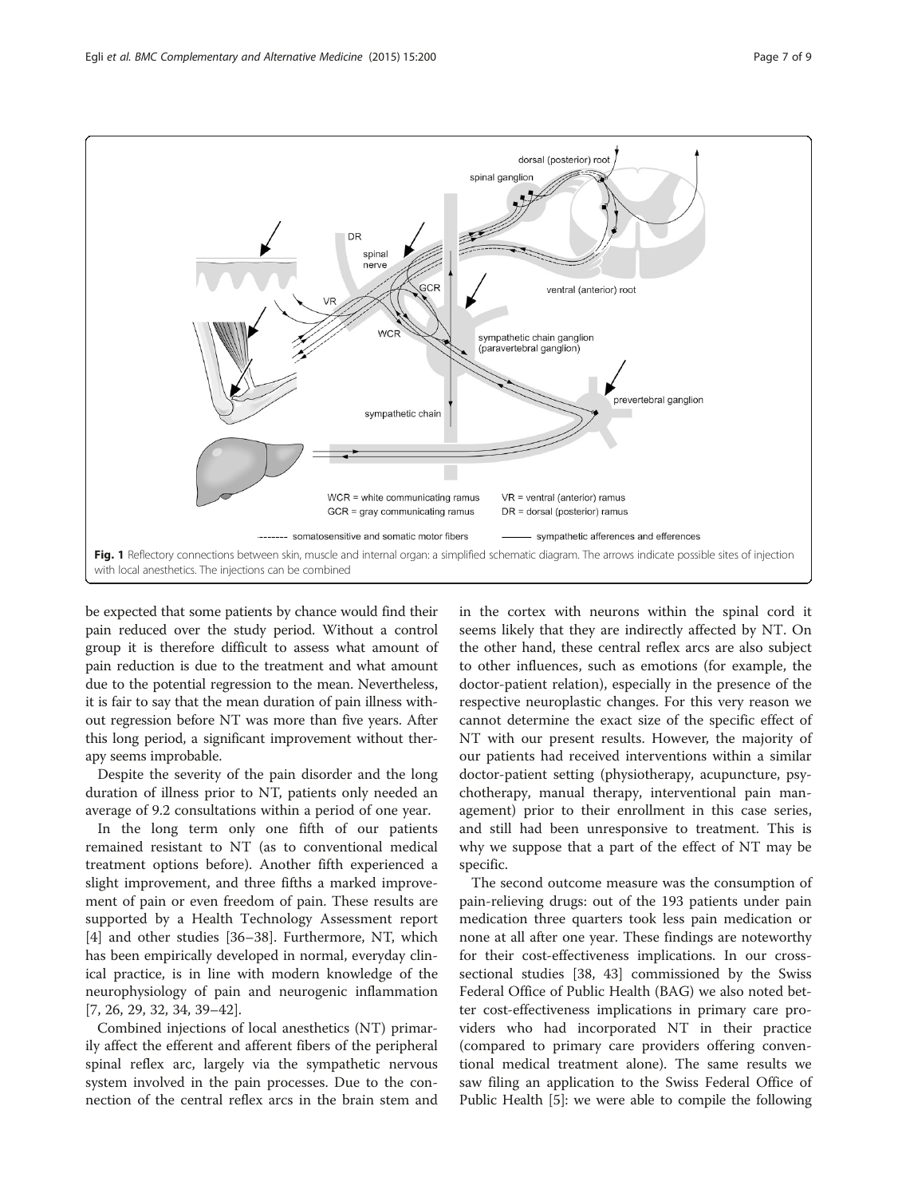DR

spinal nerve

GCR

VR

WCR

dorsal (posterior) root

spinal ganglion

ventral (anterior) root

sympathetic chain ganglion (paravertebral ganglion)

prevertebral ganglion

sympathetic chain

WCR = white communicating ramus

GCR = gray communicating ramus

VR = ventral (anterior) ramus

DR = dorsal (posterior) ramus

------- somatosensitive and somatic motor fibers

——— sympathetic afferences and efferences

**Fig. 1** Reflectory connections between skin, muscle and internal organ: a simplified schematic diagram. The arrows indicate possible sites of injection with local anesthetics. The injections can be combined

be expected that some patients by chance would find their pain reduced over the study period. Without a control group it is therefore difficult to assess what amount of pain reduction is due to the treatment and what amount due to the potential regression to the mean. Nevertheless, it is fair to say that the mean duration of pain illness without regression before NT was more than five years. After this long period, a significant improvement without therapy seems improbable.

Despite the severity of the pain disorder and the long duration of illness prior to NT, patients only needed an average of 9.2 consultations within a period of one year.

In the long term only one fifth of our patients remained resistant to NT (as to conventional medical treatment options before). Another fifth experienced a slight improvement, and three fifths a marked improvement of pain or even freedom of pain. These results are supported by a Health Technology Assessment report [4] and other studies [36–38]. Furthermore, NT, which has been empirically developed in normal, everyday clinical practice, is in line with modern knowledge of the neurophysiology of pain and neurogenic inflammation [7, 26, 29, 32, 34, 39–42].

Combined injections of local anesthetics (NT) primarily affect the efferent and afferent fibers of the peripheral spinal reflex arc, largely via the sympathetic nervous system involved in the pain processes. Due to the connection of the central reflex arcs in the brain stem and in the cortex with neurons within the spinal cord it seems likely that they are indirectly affected by NT. On the other hand, these central reflex arcs are also subject to other influences, such as emotions (for example, the doctor-patient relation), especially in the presence of the respective neuroplastic changes. For this very reason we cannot determine the exact size of the specific effect of NT with our present results. However, the majority of our patients had received interventions within a similar doctor-patient setting (physiotherapy, acupuncture, psychotherapy, manual therapy, interventional pain management) prior to their enrollment in this case series, and still had been unresponsive to treatment. This is why we suppose that a part of the effect of NT may be specific.

The second outcome measure was the consumption of pain-relieving drugs: out of the 193 patients under pain medication three quarters took less pain medication or none at all after one year. These findings are noteworthy for their cost-effectiveness implications. In our cross-sectional studies [38, 43] commissioned by the Swiss Federal Office of Public Health (BAG) we also noted better cost-effectiveness implications in primary care providers who had incorporated NT in their practice (compared to primary care providers offering conventional medical treatment alone). The same results we saw filing an application to the Swiss Federal Office of Public Health [5]: we were able to compile the following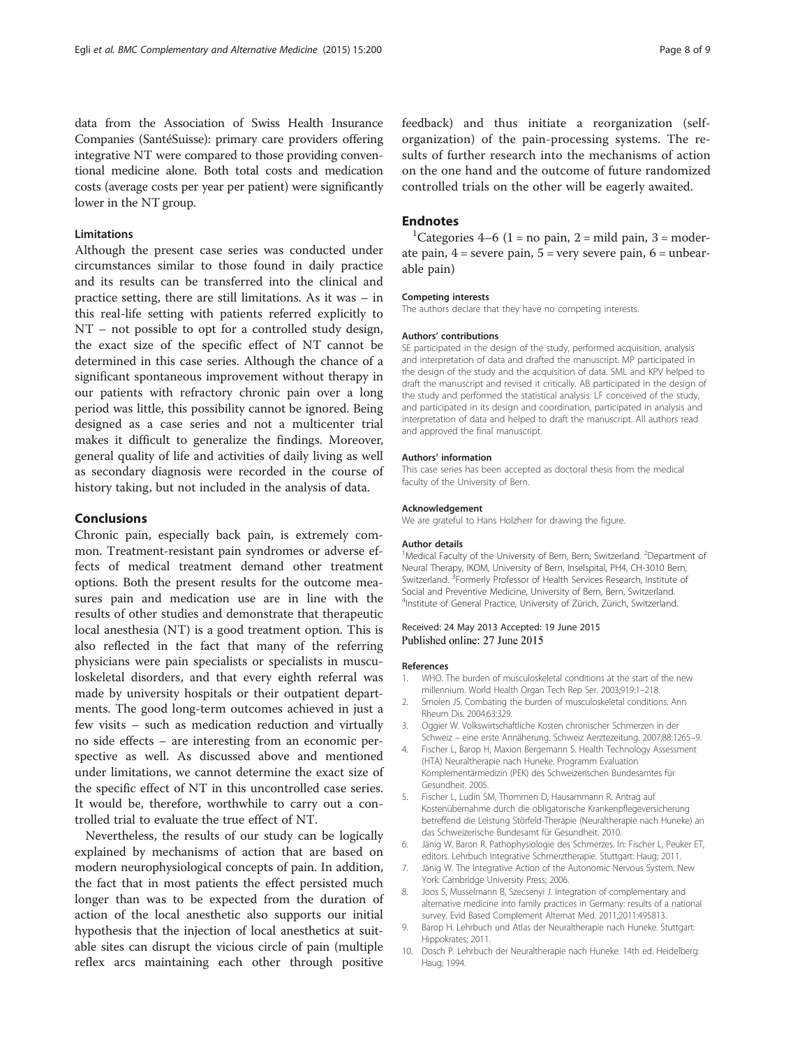data from the Association of Swiss Health Insurance Companies (SantéSuisse): primary care providers offering integrative NT were compared to those providing conventional medicine alone. Both total costs and medication costs (average costs per year per patient) were significantly lower in the NT group.

### Limitations

Although the present case series was conducted under circumstances similar to those found in daily practice and its results can be transferred into the clinical and practice setting, there are still limitations. As it was – in this real-life setting with patients referred explicitly to NT – not possible to opt for a controlled study design, the exact size of the specific effect of NT cannot be determined in this case series. Although the chance of a significant spontaneous improvement without therapy in our patients with refractory chronic pain over a long period was little, this possibility cannot be ignored. Being designed as a case series and not a multicenter trial makes it difficult to generalize the findings. Moreover, general quality of life and activities of daily living as well as secondary diagnosis were recorded in the course of history taking, but not included in the analysis of data.

## Conclusions

Chronic pain, especially back pain, is extremely common. Treatment-resistant pain syndromes or adverse effects of medical treatment demand other treatment options. Both the present results for the outcome measures pain and medication use are in line with the results of other studies and demonstrate that therapeutic local anesthesia (NT) is a good treatment option. This is also reflected in the fact that many of the referring physicians were pain specialists or specialists in musculoskeletal disorders, and that every eighth referral was made by university hospitals or their outpatient departments. The good long-term outcomes achieved in just a few visits – such as medication reduction and virtually no side effects – are interesting from an economic perspective as well. As discussed above and mentioned under limitations, we cannot determine the exact size of the specific effect of NT in this uncontrolled case series. It would be, therefore, worthwhile to carry out a controlled trial to evaluate the true effect of NT.

Nevertheless, the results of our study can be logically explained by mechanisms of action that are based on modern neurophysiological concepts of pain. In addition, the fact that in most patients the effect persisted much longer than was to be expected from the duration of action of the local anesthetic also supports our initial hypothesis that the injection of local anesthetics at suitable sites can disrupt the vicious circle of pain (multiple reflex arcs maintaining each other through positive feedback) and thus initiate a reorganization (self-organization) of the pain-processing systems. The results of further research into the mechanisms of action on the one hand and the outcome of future randomized controlled trials on the other will be eagerly awaited.

## Endnotes

[1]Categories 4–6 (1 = no pain, 2 = mild pain, 3 = moderate pain, 4 = severe pain, 5 = very severe pain, 6 = unbearable pain)

#### Competing interests

The authors declare that they have no competing interests.

#### Authors' contributions

SE participated in the design of the study, performed acquisition, analysis and interpretation of data and drafted the manuscript. MP participated in the design of the study and the acquisition of data. SML and KPV helped to draft the manuscript and revised it critically. AB participated in the design of the study and performed the statistical analysis. LF conceived of the study, and participated in its design and coordination, participated in analysis and interpretation of data and helped to draft the manuscript. All authors read and approved the final manuscript.

#### Authors' information

This case series has been accepted as doctoral thesis from the medical faculty of the University of Bern.

#### Acknowledgement

We are grateful to Hans Holzherr for drawing the figure.

#### Author details

[1]Medical Faculty of the University of Bern, Bern, Switzerland. [2]Department of Neural Therapy, IKOM, University of Bern, Inselspital, PH4, CH-3010 Bern, Switzerland. [3]Formerly Professor of Health Services Research, Institute of Social and Preventive Medicine, University of Bern, Bern, Switzerland. [4]Institute of General Practice, University of Zürich, Zürich, Switzerland.

Received: 24 May 2013 Accepted: 19 June 2015
Published online: 27 June 2015

#### References

1. WHO. The burden of musculoskeletal conditions at the start of the new millennium. World Health Organ Tech Rep Ser. 2003;919:1–218.
2. Smolen JS. Combating the burden of musculoskeletal conditions. Ann Rheum Dis. 2004;63:329.
3. Oggier W. Volkswirtschaftliche Kosten chronischer Schmerzen in der Schweiz – eine erste Annäherung. Schweiz Aerztezeitung. 2007;88:1265–9.
4. Fischer L, Barop H, Maxion Bergemann S. Health Technology Assessment (HTA) Neuraltherapie nach Huneke. Programm Evaluation Komplementärmedizin (PEK) des Schweizerischen Bundesamtes für Gesundheit. 2005.
5. Fischer L, Ludin SM, Thommen D, Hausammann R. Antrag auf Kostenübernahme durch die obligatorische Krankenpflegeversicherung betreffend die Leistung Störfeld-Therapie (Neuraltherapie nach Huneke) an das Schweizerische Bundesamt für Gesundheit. 2010.
6. Jänig W, Baron R. Pathophysiologie des Schmerzes. In: Fischer L, Peuker ET, editors. Lehrbuch Integrative Schmerztherapie. Stuttgart: Haug; 2011.
7. Jänig W. The Integrative Action of the Autonomic Nervous System. New York: Cambridge University Press; 2006.
8. Joos S, Musselmann B, Szecsenyi J. Integration of complementary and alternative medicine into family practices in Germany: results of a national survey. Evid Based Complement Alternat Med. 2011;2011:495813.
9. Barop H. Lehrbuch und Atlas der Neuraltherapie nach Huneke. Stuttgart: Hippokrates; 2011.
10. Dosch P. Lehrbuch der Neuraltherapie nach Huneke. 14th ed. Heidelberg: Haug; 1994.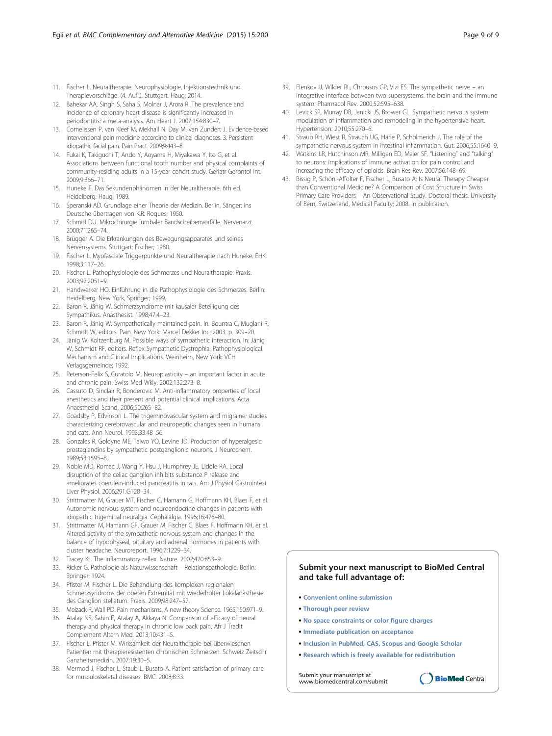11. Fischer L. Neuraltherapie. Neurophysiologie, Injektionstechnik und Therapievorschläge. (4. Aufl.). Stuttgart: Haug; 2014.
12. Bahekar AA, Singh S, Saha S, Molnar J, Arora R. The prevalence and incidence of coronary heart disease is significantly increased in periodontitis: a meta-analysis. Am Heart J. 2007;154:830–7.
13. Cornelissen P, van Kleef M, Mekhail N, Day M, van Zundert J. Evidence-based interventional pain medicine according to clinical diagnoses. 3. Persistent idiopathic facial pain. Pain Pract. 2009;9:443–8.
14. Fukai K, Takiguchi T, Ando Y, Aoyama H, Miyakawa Y, Ito G, et al. Associations between functional tooth number and physical complaints of community-residing adults in a 15-year cohort study. Geriatr Gerontol Int. 2009;9:366–71.
15. Huneke F. Das Sekundenphänomen in der Neuraltherapie. 6th ed. Heidelberg: Haug; 1989.
16. Speranski AD. Grundlage einer Theorie der Medizin. Berlin, Sänger: Ins Deutsche übertragen von K.R. Roques; 1950.
17. Schmid DU. Mikrochirurgie lumbaler Bandscheibenvorfälle. Nervenarzt. 2000;71:265–74.
18. Brügger A. Die Erkrankungen des Bewegungsapparates und seines Nervensystems. Stuttgart: Fischer; 1980.
19. Fischer L. Myofasciale Triggerpunkte und Neuraltherapie nach Huneke. EHK. 1998;3:117–26.
20. Fischer L. Pathophysiologie des Schmerzes und Neuraltherapie. Praxis. 2003;92:2051–9.
21. Handwerker HO. Einführung in die Pathophysiologie des Schmerzes. Berlin: Heidelberg, New York, Springer; 1999.
22. Baron R, Jänig W. Schmerzsyndrome mit kausaler Beteiligung des Sympathikus. Anästhesist. 1998;47:4–23.
23. Baron R, Jänig W. Sympathetically maintained pain. In: Bountra C, Muglani R, Schmidt W, editors. Pain. New York: Marcel Dekker Inc; 2003. p. 309–20.
24. Jänig W, Koltzenburg M. Possible ways of sympathetic interaction. In: Jänig W, Schmidt RF, editors. Reflex Sympathetic Dystrophia. Pathophysiological Mechanism and Clinical Implications. Weinheim, New York: VCH Verlagsgemeinde; 1992.
25. Peterson-Felix S, Curatolo M. Neuroplasticity – an important factor in acute and chronic pain. Swiss Med Wkly. 2002;132:273–8.
26. Cassuto D, Sinclair R, Bonderovic M. Anti-inflammatory properties of local anesthetics and their present and potential clinical implications. Acta Anaesthesiol Scand. 2006;50:265–82.
27. Goadsby P, Edvinson L. The trigeminovascular system and migraine: studies characterizing cerebrovascular and neuropeptic changes seen in humans and cats. Ann Neurol. 1993;33:48–56.
28. Gonzales R, Goldyne ME, Taiwo YO, Levine JD. Production of hyperalgesic prostaglandins by sympathetic postganglionic neurons. J Neurochem. 1989;53:1595–8.
29. Noble MD, Romac J, Wang Y, Hsu J, Humphrey JE, Liddle RA. Local disruption of the celiac ganglion inhibits substance P release and ameliorates coerulein-induced pancreatitis in rats. Am J Physiol Gastrointest Liver Physiol. 2006;291:G128–34.
30. Strittmatter M, Grauer MT, Fischer C, Hamann G, Hoffmann KH, Blaes F, et al. Autonomic nervous system and neuroendocrine changes in patients with idiopathic trigeminal neuralgia. Cephalalgia. 1996;16:476–80.
31. Strittmatter M, Hamann GF, Grauer M, Fischer C, Blaes F, Hoffmann KH, et al. Altered activity of the sympathetic nervous system and changes in the balance of hypophyseal, pituitary and adrenal hormones in patients with cluster headache. Neuroreport. 1996;7:1229–34.
32. Tracey KJ. The inflammatory reflex. Nature. 2002;420:853–9.
33. Ricker G. Pathologie als Naturwissenschaft – Relationspathologie. Berlin: Springer; 1924.
34. Pfister M, Fischer L. Die Behandlung des komplexen regionalen Schmerzsyndroms der oberen Extremität mit wiederholter Lokalanästhesie des Ganglion stellatum. Praxis. 2009;98:247–57.
35. Melzack R, Wall PD. Pain mechanisms. A new theory Science. 1965;150:971–9.
36. Atalay NS, Sahin F, Atalay A, Akkaya N. Comparison of efficacy of neural therapy and physical therapy in chronic low back pain. Afr J Tradit Complement Altern Med. 2013;10:431–5.
37. Fischer L, Pfister M. Wirksamkeit der Neuraltherapie bei überwiesenen Patienten mit therapieresistenten chronischen Schmerzen. Schweiz Zeitschr Ganzheitsmedizin. 2007;19:30–5.
38. Mermod J, Fischer L, Staub L, Busato A. Patient satisfaction of primary care for musculoskeletal diseases. BMC. 2008;8:33.
39. Elenkov IJ, Wilder RL, Chrousos GP, Vizi ES. The sympathetic nerve – an integrative interface between two supersystems: the brain and the immune system. Pharmacol Rev. 2000;52:595–638.
40. Levick SP, Murray DB, Janicki JS, Brower GL. Sympathetic nervous system modulation of inflammation and remodeling in the hypertensive heart. Hypertension. 2010;55:270–6.
41. Straub RH, Wiest R, Strauch UG, Härle P, Schölmerich J. The role of the sympathetic nervous system in intestinal inflammation. Gut. 2006;55:1640–9.
42. Watkins LR, Hutchinson MR, Milligan ED, Maier SF. "Listening" and "talking" to neurons: Implications of immune activation for pain control and increasing the efficacy of opioids. Brain Res Rev. 2007;56:148–69.
43. Bissig P, Schöni-Affolter F, Fischer L, Busato A: Is Neural Therapy Cheaper than Conventional Medicine? A Comparison of Cost Structure in Swiss Primary Care Providers – An Observational Study. Doctoral thesis. University of Bern, Switzerland, Medical Faculty; 2008. In publication.

**Submit your next manuscript to BioMed Central and take full advantage of:**

- **Convenient online submission**
- **Thorough peer review**
- **No space constraints or color figure charges**
- **Immediate publication on acceptance**
- **Inclusion in PubMed, CAS, Scopus and Google Scholar**
- **Research which is freely available for redistribution**

Submit your manuscript at
www.biomedcentral.com/submit

BioMed Central